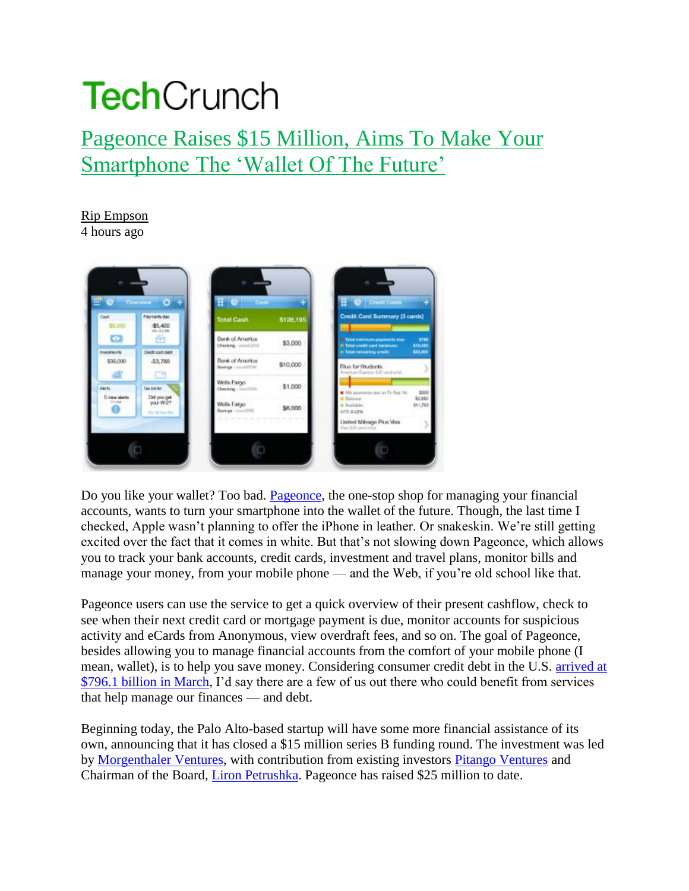# TechCrunch

## Pageonce Raises $15 Million, Aims To Make Your Smartphone The 'Wallet Of The Future'

Rip Empson
4 hours ago

Do you like your wallet? Too bad. Pageonce, the one-stop shop for managing your financial accounts, wants to turn your smartphone into the wallet of the future. Though, the last time I checked, Apple wasn't planning to offer the iPhone in leather. Or snakeskin. We're still getting excited over the fact that it comes in white. But that's not slowing down Pageonce, which allows you to track your bank accounts, credit cards, investment and travel plans, monitor bills and manage your money, from your mobile phone — and the Web, if you're old school like that.

Pageonce users can use the service to get a quick overview of their present cashflow, check to see when their next credit card or mortgage payment is due, monitor accounts for suspicious activity and eCards from Anonymous, view overdraft fees, and so on. The goal of Pageonce, besides allowing you to manage financial accounts from the comfort of your mobile phone (I mean, wallet), is to help you save money. Considering consumer credit debt in the U.S. arrived at $796.1 billion in March, I'd say there are a few of us out there who could benefit from services that help manage our finances — and debt.

Beginning today, the Palo Alto-based startup will have some more financial assistance of its own, announcing that it has closed a $15 million series B funding round. The investment was led by Morgenthaler Ventures, with contribution from existing investors Pitango Ventures and Chairman of the Board, Liron Petrushka. Pageonce has raised $25 million to date.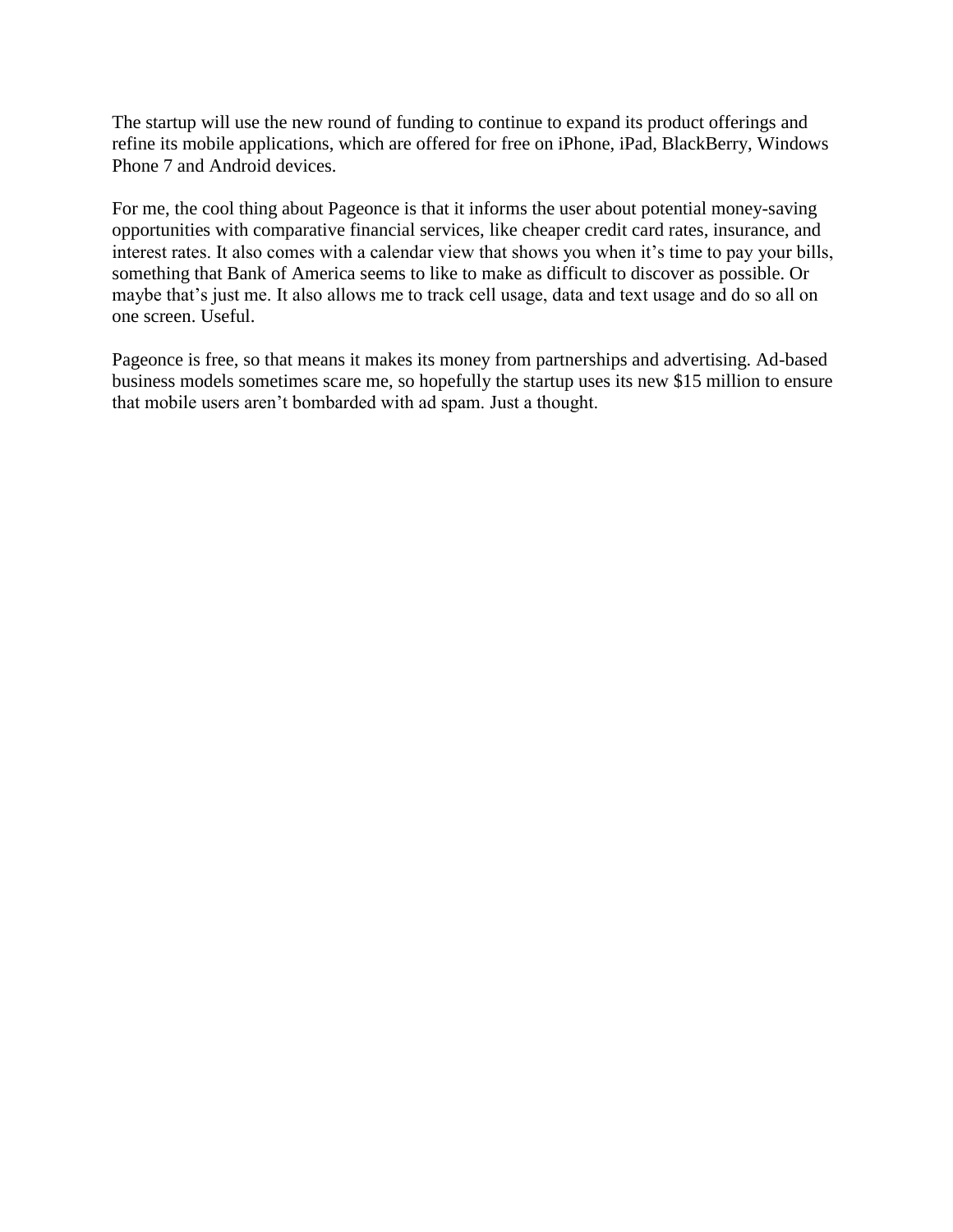The startup will use the new round of funding to continue to expand its product offerings and refine its mobile applications, which are offered for free on iPhone, iPad, BlackBerry, Windows Phone 7 and Android devices.

For me, the cool thing about Pageonce is that it informs the user about potential money-saving opportunities with comparative financial services, like cheaper credit card rates, insurance, and interest rates. It also comes with a calendar view that shows you when it's time to pay your bills, something that Bank of America seems to like to make as difficult to discover as possible. Or maybe that's just me. It also allows me to track cell usage, data and text usage and do so all on one screen. Useful.

Pageonce is free, so that means it makes its money from partnerships and advertising. Ad-based business models sometimes scare me, so hopefully the startup uses its new $15 million to ensure that mobile users aren't bombarded with ad spam. Just a thought.